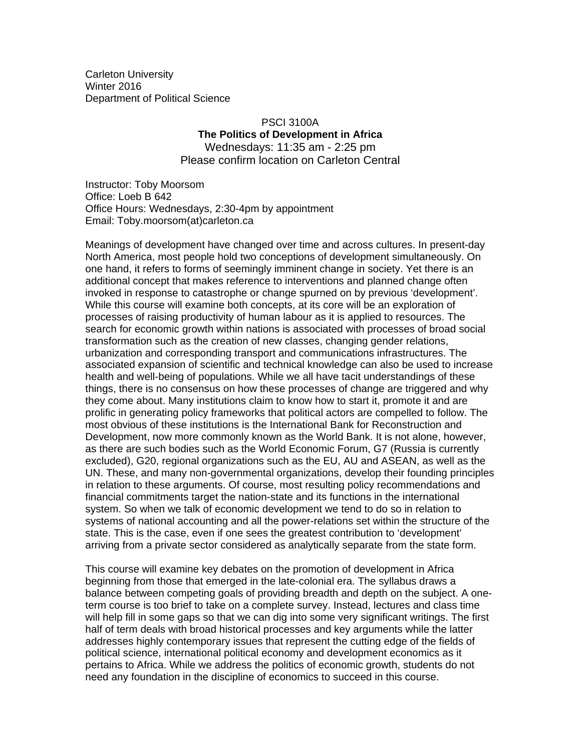Carleton University
Winter 2016
Department of Political Science

PSCI 3100A

**The Politics of Development in Africa**

Wednesdays: 11:35 am - 2:25 pm

Please confirm location on Carleton Central

Instructor: Toby Moorsom
Office: Loeb B 642
Office Hours: Wednesdays, 2:30-4pm by appointment
Email: Toby.moorsom(at)carleton.ca

Meanings of development have changed over time and across cultures. In present-day North America, most people hold two conceptions of development simultaneously. On one hand, it refers to forms of seemingly imminent change in society. Yet there is an additional concept that makes reference to interventions and planned change often invoked in response to catastrophe or change spurned on by previous 'development'. While this course will examine both concepts, at its core will be an exploration of processes of raising productivity of human labour as it is applied to resources. The search for economic growth within nations is associated with processes of broad social transformation such as the creation of new classes, changing gender relations, urbanization and corresponding transport and communications infrastructures. The associated expansion of scientific and technical knowledge can also be used to increase health and well-being of populations. While we all have tacit understandings of these things, there is no consensus on how these processes of change are triggered and why they come about. Many institutions claim to know how to start it, promote it and are prolific in generating policy frameworks that political actors are compelled to follow. The most obvious of these institutions is the International Bank for Reconstruction and Development, now more commonly known as the World Bank. It is not alone, however, as there are such bodies such as the World Economic Forum, G7 (Russia is currently excluded), G20, regional organizations such as the EU, AU and ASEAN, as well as the UN. These, and many non-governmental organizations, develop their founding principles in relation to these arguments. Of course, most resulting policy recommendations and financial commitments target the nation-state and its functions in the international system. So when we talk of economic development we tend to do so in relation to systems of national accounting and all the power-relations set within the structure of the state. This is the case, even if one sees the greatest contribution to 'development' arriving from a private sector considered as analytically separate from the state form.

This course will examine key debates on the promotion of development in Africa beginning from those that emerged in the late-colonial era. The syllabus draws a balance between competing goals of providing breadth and depth on the subject. A one-term course is too brief to take on a complete survey. Instead, lectures and class time will help fill in some gaps so that we can dig into some very significant writings. The first half of term deals with broad historical processes and key arguments while the latter addresses highly contemporary issues that represent the cutting edge of the fields of political science, international political economy and development economics as it pertains to Africa. While we address the politics of economic growth, students do not need any foundation in the discipline of economics to succeed in this course.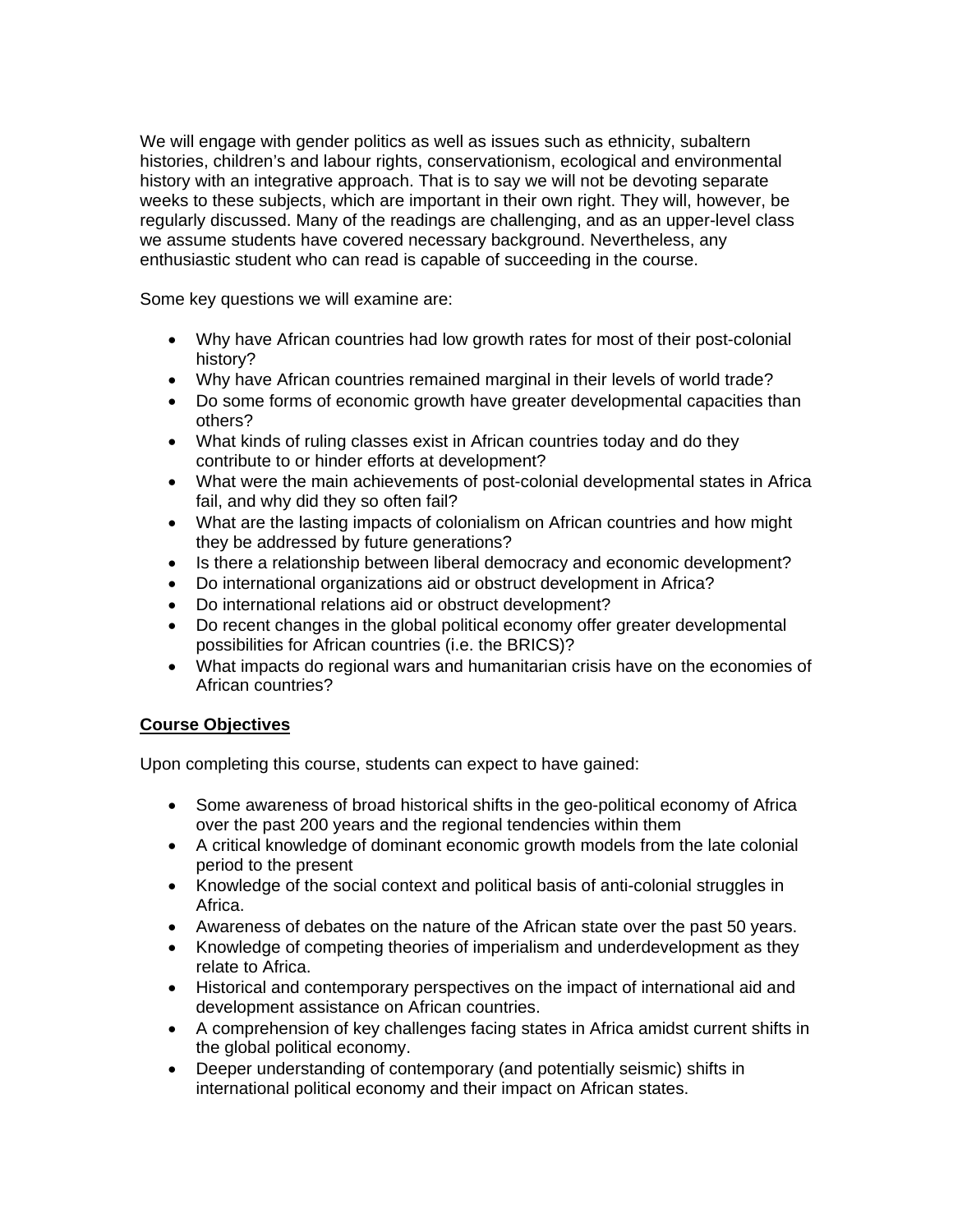We will engage with gender politics as well as issues such as ethnicity, subaltern histories, children's and labour rights, conservationism, ecological and environmental history with an integrative approach. That is to say we will not be devoting separate weeks to these subjects, which are important in their own right. They will, however, be regularly discussed. Many of the readings are challenging, and as an upper-level class we assume students have covered necessary background. Nevertheless, any enthusiastic student who can read is capable of succeeding in the course.

Some key questions we will examine are:

- Why have African countries had low growth rates for most of their post-colonial history?
- Why have African countries remained marginal in their levels of world trade?
- Do some forms of economic growth have greater developmental capacities than others?
- What kinds of ruling classes exist in African countries today and do they contribute to or hinder efforts at development?
- What were the main achievements of post-colonial developmental states in Africa fail, and why did they so often fail?
- What are the lasting impacts of colonialism on African countries and how might they be addressed by future generations?
- Is there a relationship between liberal democracy and economic development?
- Do international organizations aid or obstruct development in Africa?
- Do international relations aid or obstruct development?
- Do recent changes in the global political economy offer greater developmental possibilities for African countries (i.e. the BRICS)?
- What impacts do regional wars and humanitarian crisis have on the economies of African countries?

## Course Objectives

Upon completing this course, students can expect to have gained:

- Some awareness of broad historical shifts in the geo-political economy of Africa over the past 200 years and the regional tendencies within them
- A critical knowledge of dominant economic growth models from the late colonial period to the present
- Knowledge of the social context and political basis of anti-colonial struggles in Africa.
- Awareness of debates on the nature of the African state over the past 50 years.
- Knowledge of competing theories of imperialism and underdevelopment as they relate to Africa.
- Historical and contemporary perspectives on the impact of international aid and development assistance on African countries.
- A comprehension of key challenges facing states in Africa amidst current shifts in the global political economy.
- Deeper understanding of contemporary (and potentially seismic) shifts in international political economy and their impact on African states.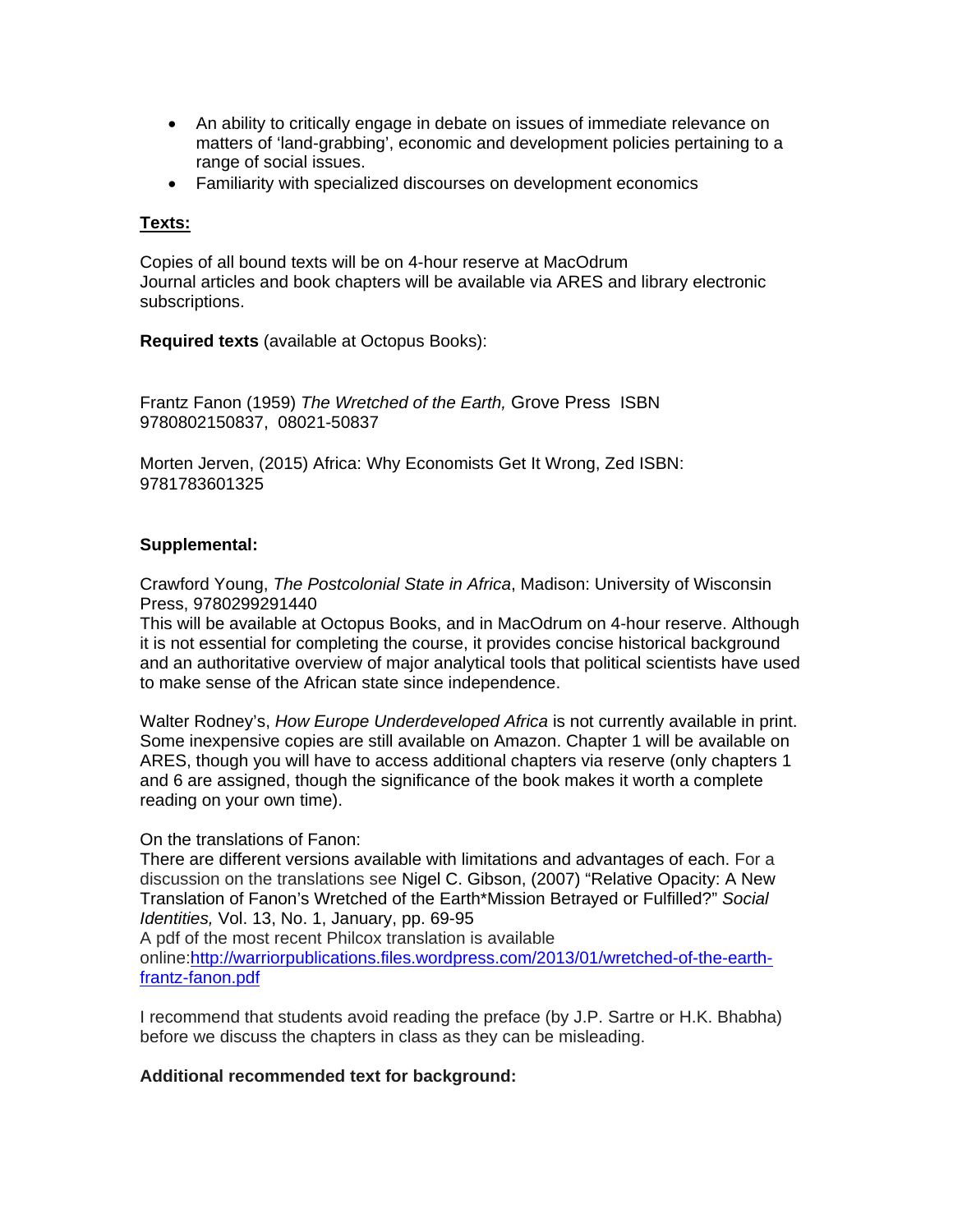- An ability to critically engage in debate on issues of immediate relevance on matters of 'land-grabbing', economic and development policies pertaining to a range of social issues.
- Familiarity with specialized discourses on development economics

**Texts:**

Copies of all bound texts will be on 4-hour reserve at MacOdrum
Journal articles and book chapters will be available via ARES and library electronic subscriptions.

**Required texts** (available at Octopus Books):

Frantz Fanon (1959) *The Wretched of the Earth,* Grove Press ISBN 9780802150837, 08021-50837

Morten Jerven, (2015) Africa: Why Economists Get It Wrong, Zed ISBN: 9781783601325

**Supplemental:**

Crawford Young, *The Postcolonial State in Africa*, Madison: University of Wisconsin Press, 9780299291440
This will be available at Octopus Books, and in MacOdrum on 4-hour reserve. Although it is not essential for completing the course, it provides concise historical background and an authoritative overview of major analytical tools that political scientists have used to make sense of the African state since independence.

Walter Rodney's, *How Europe Underdeveloped Africa* is not currently available in print. Some inexpensive copies are still available on Amazon. Chapter 1 will be available on ARES, though you will have to access additional chapters via reserve (only chapters 1 and 6 are assigned, though the significance of the book makes it worth a complete reading on your own time).

On the translations of Fanon:
There are different versions available with limitations and advantages of each. For a discussion on the translations see Nigel C. Gibson, (2007) "Relative Opacity: A New Translation of Fanon's Wretched of the Earth*Mission Betrayed or Fulfilled?" *Social Identities,* Vol. 13, No. 1, January, pp. 69-95
A pdf of the most recent Philcox translation is available online:[http://warriorpublications.files.wordpress.com/2013/01/wretched-of-the-earth-frantz-fanon.pdf](http://warriorpublications.files.wordpress.com/2013/01/wretched-of-the-earth-frantz-fanon.pdf)

I recommend that students avoid reading the preface (by J.P. Sartre or H.K. Bhabha) before we discuss the chapters in class as they can be misleading.

**Additional recommended text for background:**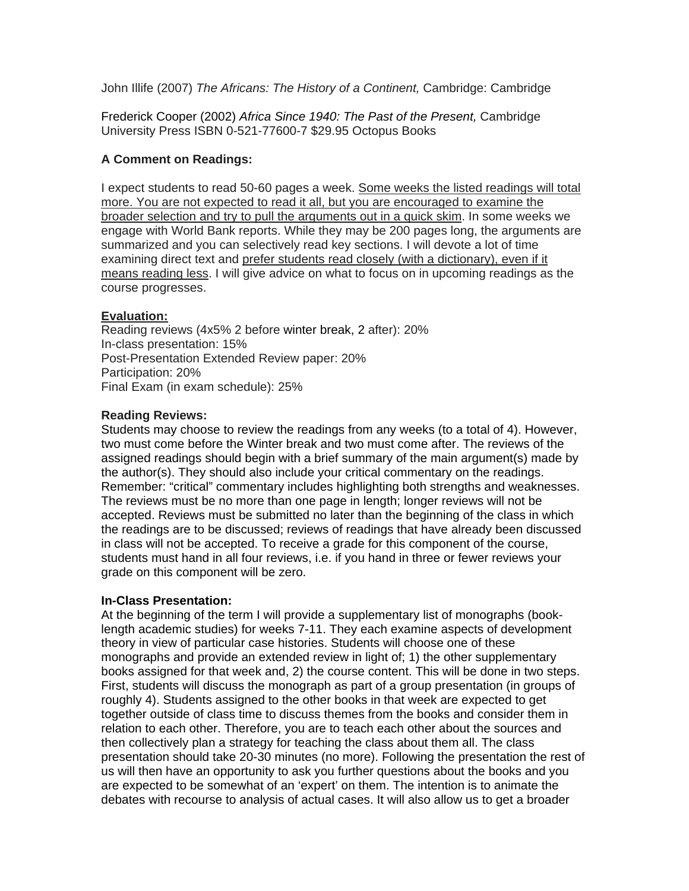John Illife (2007) *The Africans: The History of a Continent,* Cambridge: Cambridge

Frederick Cooper (2002) *Africa Since 1940: The Past of the Present,* Cambridge University Press ISBN 0-521-77600-7 $29.95 Octopus Books

**A Comment on Readings:**

I expect students to read 50-60 pages a week. <u>Some weeks the listed readings will total more. You are not expected to read it all, but you are encouraged to examine the broader selection and try to pull the arguments out in a quick skim</u>. In some weeks we engage with World Bank reports. While they may be 200 pages long, the arguments are summarized and you can selectively read key sections. I will devote a lot of time examining direct text and <u>prefer students read closely (with a dictionary), even if it means reading less</u>. I will give advice on what to focus on in upcoming readings as the course progresses.

<u>**Evaluation:**</u>

Reading reviews (4x5% 2 before winter break, 2 after): 20%
In-class presentation: 15%
Post-Presentation Extended Review paper: 20%
Participation: 20%
Final Exam (in exam schedule): 25%

**Reading Reviews:**

Students may choose to review the readings from any weeks (to a total of 4). However, two must come before the Winter break and two must come after. The reviews of the assigned readings should begin with a brief summary of the main argument(s) made by the author(s). They should also include your critical commentary on the readings. Remember: "critical" commentary includes highlighting both strengths and weaknesses. The reviews must be no more than one page in length; longer reviews will not be accepted. Reviews must be submitted no later than the beginning of the class in which the readings are to be discussed; reviews of readings that have already been discussed in class will not be accepted. To receive a grade for this component of the course, students must hand in all four reviews, i.e. if you hand in three or fewer reviews your grade on this component will be zero.

**In-Class Presentation:**

At the beginning of the term I will provide a supplementary list of monographs (book-length academic studies) for weeks 7-11. They each examine aspects of development theory in view of particular case histories. Students will choose one of these monographs and provide an extended review in light of; 1) the other supplementary books assigned for that week and, 2) the course content. This will be done in two steps. First, students will discuss the monograph as part of a group presentation (in groups of roughly 4). Students assigned to the other books in that week are expected to get together outside of class time to discuss themes from the books and consider them in relation to each other. Therefore, you are to teach each other about the sources and then collectively plan a strategy for teaching the class about them all. The class presentation should take 20-30 minutes (no more). Following the presentation the rest of us will then have an opportunity to ask you further questions about the books and you are expected to be somewhat of an 'expert' on them. The intention is to animate the debates with recourse to analysis of actual cases. It will also allow us to get a broader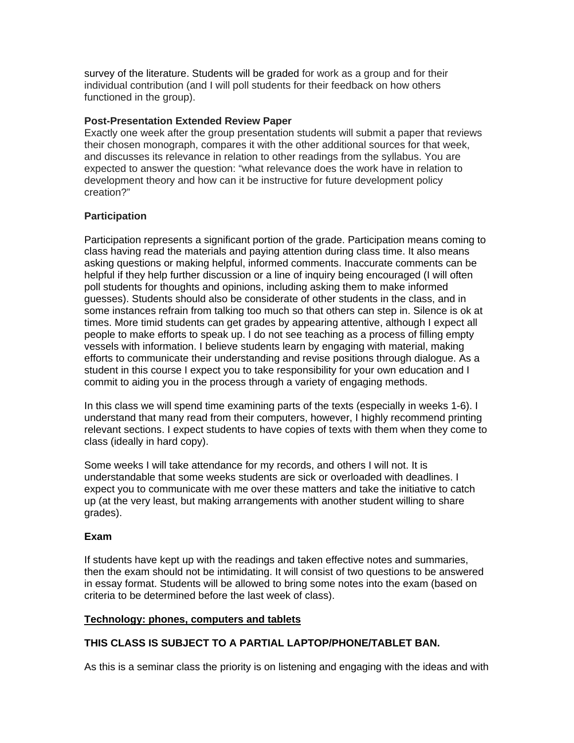survey of the literature. Students will be graded for work as a group and for their individual contribution (and I will poll students for their feedback on how others functioned in the group).

**Post-Presentation Extended Review Paper**

Exactly one week after the group presentation students will submit a paper that reviews their chosen monograph, compares it with the other additional sources for that week, and discusses its relevance in relation to other readings from the syllabus. You are expected to answer the question: "what relevance does the work have in relation to development theory and how can it be instructive for future development policy creation?"

**Participation**

Participation represents a significant portion of the grade. Participation means coming to class having read the materials and paying attention during class time. It also means asking questions or making helpful, informed comments. Inaccurate comments can be helpful if they help further discussion or a line of inquiry being encouraged (I will often poll students for thoughts and opinions, including asking them to make informed guesses). Students should also be considerate of other students in the class, and in some instances refrain from talking too much so that others can step in. Silence is ok at times. More timid students can get grades by appearing attentive, although I expect all people to make efforts to speak up. I do not see teaching as a process of filling empty vessels with information. I believe students learn by engaging with material, making efforts to communicate their understanding and revise positions through dialogue. As a student in this course I expect you to take responsibility for your own education and I commit to aiding you in the process through a variety of engaging methods.

In this class we will spend time examining parts of the texts (especially in weeks 1-6). I understand that many read from their computers, however, I highly recommend printing relevant sections. I expect students to have copies of texts with them when they come to class (ideally in hard copy).

Some weeks I will take attendance for my records, and others I will not. It is understandable that some weeks students are sick or overloaded with deadlines. I expect you to communicate with me over these matters and take the initiative to catch up (at the very least, but making arrangements with another student willing to share grades).

**Exam**

If students have kept up with the readings and taken effective notes and summaries, then the exam should not be intimidating. It will consist of two questions to be answered in essay format. Students will be allowed to bring some notes into the exam (based on criteria to be determined before the last week of class).

**Technology: phones, computers and tablets**

**THIS CLASS IS SUBJECT TO A PARTIAL LAPTOP/PHONE/TABLET BAN.**

As this is a seminar class the priority is on listening and engaging with the ideas and with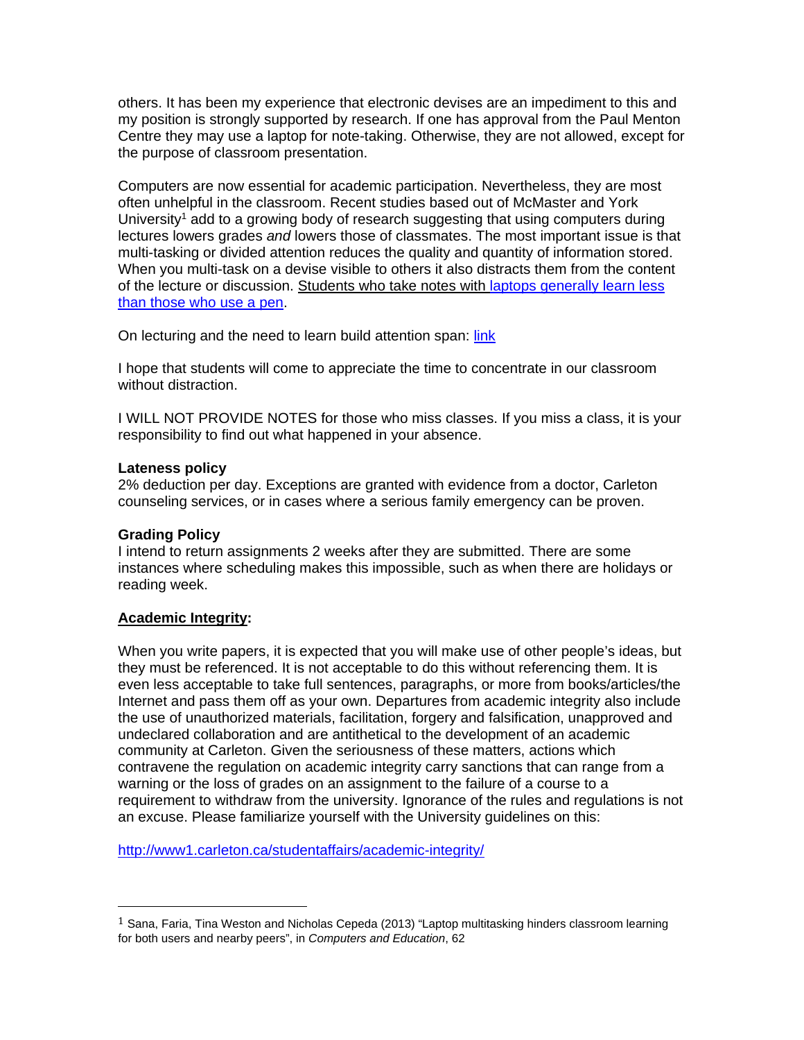others. It has been my experience that electronic devises are an impediment to this and my position is strongly supported by research. If one has approval from the Paul Menton Centre they may use a laptop for note-taking. Otherwise, they are not allowed, except for the purpose of classroom presentation.

Computers are now essential for academic participation. Nevertheless, they are most often unhelpful in the classroom. Recent studies based out of McMaster and York University[1] add to a growing body of research suggesting that using computers during lectures lowers grades *and* lowers those of classmates. The most important issue is that multi-tasking or divided attention reduces the quality and quantity of information stored. When you multi-task on a devise visible to others it also distracts them from the content of the lecture or discussion. Students who take notes with laptops generally learn less than those who use a pen.

On lecturing and the need to learn build attention span: link

I hope that students will come to appreciate the time to concentrate in our classroom without distraction.

I WILL NOT PROVIDE NOTES for those who miss classes. If you miss a class, it is your responsibility to find out what happened in your absence.

**Lateness policy**
2% deduction per day. Exceptions are granted with evidence from a doctor, Carleton counseling services, or in cases where a serious family emergency can be proven.

**Grading Policy**
I intend to return assignments 2 weeks after they are submitted. There are some instances where scheduling makes this impossible, such as when there are holidays or reading week.

**Academic Integrity:**

When you write papers, it is expected that you will make use of other people's ideas, but they must be referenced. It is not acceptable to do this without referencing them. It is even less acceptable to take full sentences, paragraphs, or more from books/articles/the Internet and pass them off as your own. Departures from academic integrity also include the use of unauthorized materials, facilitation, forgery and falsification, unapproved and undeclared collaboration and are antithetical to the development of an academic community at Carleton. Given the seriousness of these matters, actions which contravene the regulation on academic integrity carry sanctions that can range from a warning or the loss of grades on an assignment to the failure of a course to a requirement to withdraw from the university. Ignorance of the rules and regulations is not an excuse. Please familiarize yourself with the University guidelines on this:

http://www1.carleton.ca/studentaffairs/academic-integrity/

---

[1] Sana, Faria, Tina Weston and Nicholas Cepeda (2013) "Laptop multitasking hinders classroom learning for both users and nearby peers", in *Computers and Education*, 62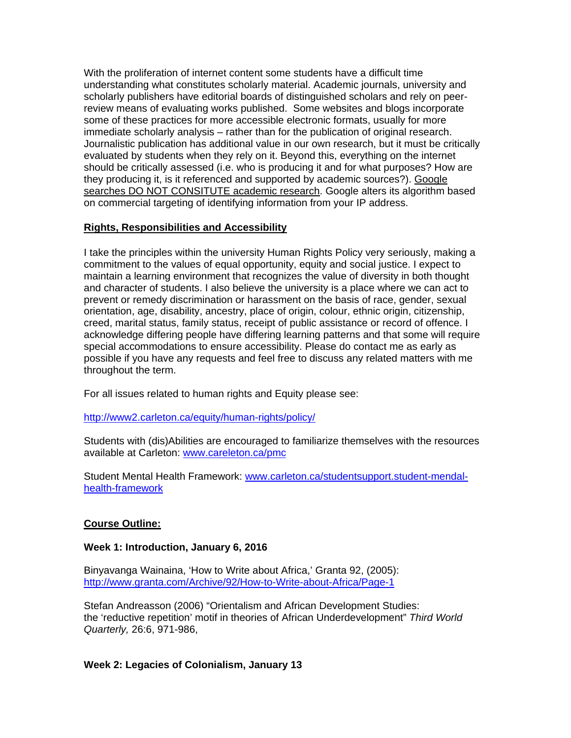With the proliferation of internet content some students have a difficult time understanding what constitutes scholarly material. Academic journals, university and scholarly publishers have editorial boards of distinguished scholars and rely on peer-review means of evaluating works published. Some websites and blogs incorporate some of these practices for more accessible electronic formats, usually for more immediate scholarly analysis – rather than for the publication of original research. Journalistic publication has additional value in our own research, but it must be critically evaluated by students when they rely on it. Beyond this, everything on the internet should be critically assessed (i.e. who is producing it and for what purposes? How are they producing it, is it referenced and supported by academic sources?). <u>Google searches DO NOT CONSITUTE academic research</u>. Google alters its algorithm based on commercial targeting of identifying information from your IP address.

## <u>Rights, Responsibilities and Accessibility</u>

I take the principles within the university Human Rights Policy very seriously, making a commitment to the values of equal opportunity, equity and social justice. I expect to maintain a learning environment that recognizes the value of diversity in both thought and character of students. I also believe the university is a place where we can act to prevent or remedy discrimination or harassment on the basis of race, gender, sexual orientation, age, disability, ancestry, place of origin, colour, ethnic origin, citizenship, creed, marital status, family status, receipt of public assistance or record of offence. I acknowledge differing people have differing learning patterns and that some will require special accommodations to ensure accessibility. Please do contact me as early as possible if you have any requests and feel free to discuss any related matters with me throughout the term.

For all issues related to human rights and Equity please see:

http://www2.carleton.ca/equity/human-rights/policy/

Students with (dis)Abilities are encouraged to familiarize themselves with the resources available at Carleton: www.careleton.ca/pmc

Student Mental Health Framework: www.carleton.ca/studentsupport.student-mendal-health-framework

## <u>Course Outline:</u>

### Week 1: Introduction, January 6, 2016

Binyavanga Wainaina, 'How to Write about Africa,' Granta 92, (2005): http://www.granta.com/Archive/92/How-to-Write-about-Africa/Page-1

Stefan Andreasson (2006) "Orientalism and African Development Studies: the 'reductive repetition' motif in theories of African Underdevelopment" *Third World Quarterly,* 26:6, 971-986,

### Week 2: Legacies of Colonialism, January 13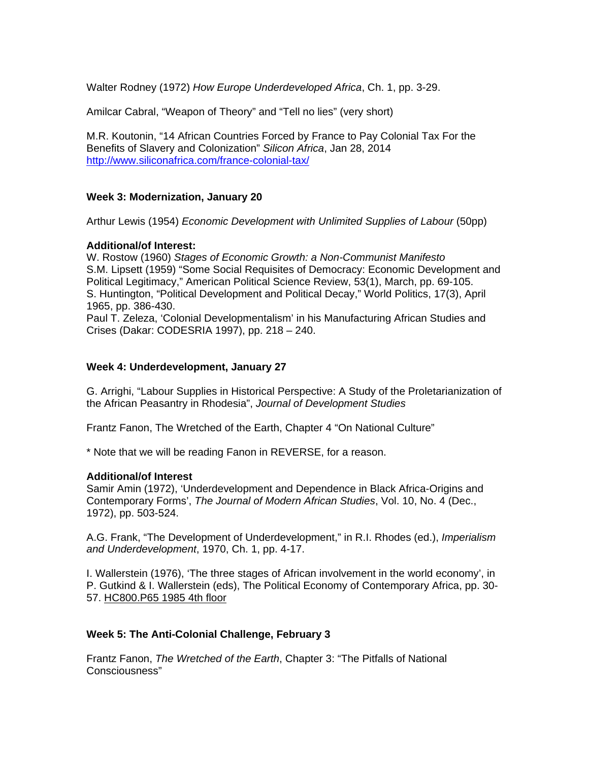Walter Rodney (1972) *How Europe Underdeveloped Africa*, Ch. 1, pp. 3-29.

Amilcar Cabral, "Weapon of Theory" and "Tell no lies" (very short)

M.R. Koutonin, "14 African Countries Forced by France to Pay Colonial Tax For the Benefits of Slavery and Colonization" *Silicon Africa*, Jan 28, 2014
http://www.siliconafrica.com/france-colonial-tax/

### Week 3: Modernization, January 20

Arthur Lewis (1954) *Economic Development with Unlimited Supplies of Labour* (50pp)

**Additional/of Interest:**
W. Rostow (1960) *Stages of Economic Growth: a Non-Communist Manifesto*
S.M. Lipsett (1959) "Some Social Requisites of Democracy: Economic Development and Political Legitimacy," American Political Science Review, 53(1), March, pp. 69-105.
S. Huntington, "Political Development and Political Decay," World Politics, 17(3), April 1965, pp. 386-430.
Paul T. Zeleza, 'Colonial Developmentalism' in his Manufacturing African Studies and Crises (Dakar: CODESRIA 1997), pp. 218 – 240.

### Week 4: Underdevelopment, January 27

G. Arrighi, "Labour Supplies in Historical Perspective: A Study of the Proletarianization of the African Peasantry in Rhodesia", *Journal of Development Studies*

Frantz Fanon, The Wretched of the Earth, Chapter 4 "On National Culture"

* Note that we will be reading Fanon in REVERSE, for a reason.

**Additional/of Interest**
Samir Amin (1972), 'Underdevelopment and Dependence in Black Africa-Origins and Contemporary Forms', *The Journal of Modern African Studies*, Vol. 10, No. 4 (Dec., 1972), pp. 503-524.

A.G. Frank, "The Development of Underdevelopment," in R.I. Rhodes (ed.), *Imperialism and Underdevelopment*, 1970, Ch. 1, pp. 4-17.

I. Wallerstein (1976), 'The three stages of African involvement in the world economy', in P. Gutkind & I. Wallerstein (eds), The Political Economy of Contemporary Africa, pp. 30-57. HC800.P65 1985 4th floor

### Week 5: The Anti-Colonial Challenge, February 3

Frantz Fanon, *The Wretched of the Earth*, Chapter 3: "The Pitfalls of National Consciousness"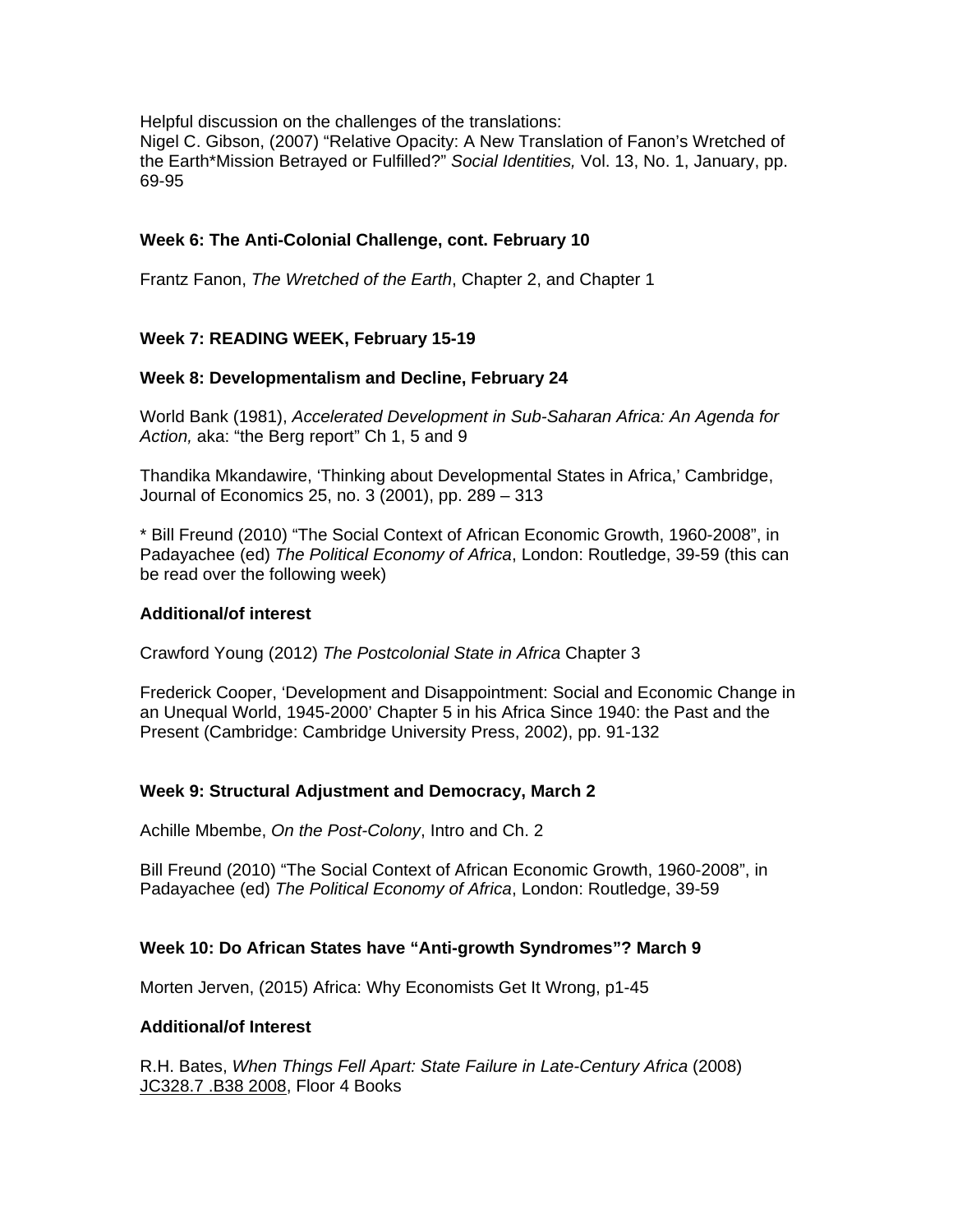Helpful discussion on the challenges of the translations:
Nigel C. Gibson, (2007) "Relative Opacity: A New Translation of Fanon's Wretched of the Earth*Mission Betrayed or Fulfilled?" *Social Identities,* Vol. 13, No. 1, January, pp. 69-95

**Week 6: The Anti-Colonial Challenge, cont. February 10**

Frantz Fanon, *The Wretched of the Earth*, Chapter 2, and Chapter 1

**Week 7: READING WEEK, February 15-19**

**Week 8: Developmentalism and Decline, February 24**

World Bank (1981), *Accelerated Development in Sub-Saharan Africa: An Agenda for Action,* aka: "the Berg report" Ch 1, 5 and 9

Thandika Mkandawire, 'Thinking about Developmental States in Africa,' Cambridge, Journal of Economics 25, no. 3 (2001), pp. 289 – 313

* Bill Freund (2010) "The Social Context of African Economic Growth, 1960-2008", in Padayachee (ed) *The Political Economy of Africa*, London: Routledge, 39-59 (this can be read over the following week)

**Additional/of interest**

Crawford Young (2012) *The Postcolonial State in Africa* Chapter 3

Frederick Cooper, 'Development and Disappointment: Social and Economic Change in an Unequal World, 1945-2000' Chapter 5 in his Africa Since 1940: the Past and the Present (Cambridge: Cambridge University Press, 2002), pp. 91-132

**Week 9: Structural Adjustment and Democracy, March 2**

Achille Mbembe, *On the Post-Colony*, Intro and Ch. 2

Bill Freund (2010) "The Social Context of African Economic Growth, 1960-2008", in Padayachee (ed) *The Political Economy of Africa*, London: Routledge, 39-59

**Week 10: Do African States have "Anti-growth Syndromes"? March 9**

Morten Jerven, (2015) Africa: Why Economists Get It Wrong, p1-45

**Additional/of Interest**

R.H. Bates, *When Things Fell Apart: State Failure in Late-Century Africa* (2008) JC328.7 .B38 2008, Floor 4 Books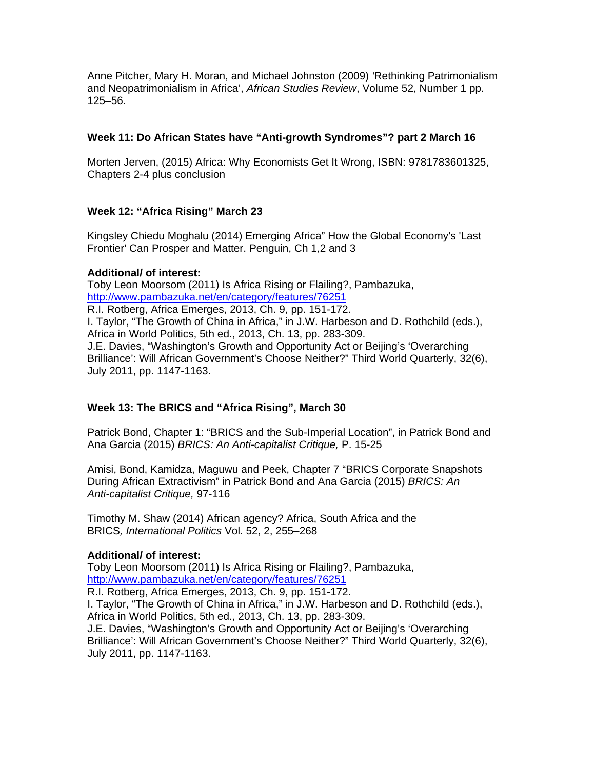Anne Pitcher, Mary H. Moran, and Michael Johnston (2009) 'Rethinking Patrimonialism and Neopatrimonialism in Africa', *African Studies Review*, Volume 52, Number 1 pp. 125–56.

### Week 11: Do African States have "Anti-growth Syndromes"? part 2 March 16

Morten Jerven, (2015) Africa: Why Economists Get It Wrong, ISBN: 9781783601325, Chapters 2-4 plus conclusion

### Week 12: "Africa Rising" March 23

Kingsley Chiedu Moghalu (2014) Emerging Africa" How the Global Economy's 'Last Frontier' Can Prosper and Matter. Penguin, Ch 1,2 and 3

**Additional/ of interest:**
Toby Leon Moorsom (2011) Is Africa Rising or Flailing?, Pambazuka, http://www.pambazuka.net/en/category/features/76251
R.I. Rotberg, Africa Emerges, 2013, Ch. 9, pp. 151-172.
I. Taylor, "The Growth of China in Africa," in J.W. Harbeson and D. Rothchild (eds.), Africa in World Politics, 5th ed., 2013, Ch. 13, pp. 283-309.
J.E. Davies, "Washington's Growth and Opportunity Act or Beijing's 'Overarching Brilliance': Will African Government's Choose Neither?" Third World Quarterly, 32(6), July 2011, pp. 1147-1163.

### Week 13: The BRICS and "Africa Rising", March 30

Patrick Bond, Chapter 1: "BRICS and the Sub-Imperial Location", in Patrick Bond and Ana Garcia (2015) *BRICS: An Anti-capitalist Critique,* P. 15-25

Amisi, Bond, Kamidza, Maguwu and Peek, Chapter 7 "BRICS Corporate Snapshots During African Extractivism" in Patrick Bond and Ana Garcia (2015) *BRICS: An Anti-capitalist Critique,* 97-116

Timothy M. Shaw (2014) African agency? Africa, South Africa and the BRICS*, International Politics* Vol. 52, 2, 255–268

**Additional/ of interest:**
Toby Leon Moorsom (2011) Is Africa Rising or Flailing?, Pambazuka, http://www.pambazuka.net/en/category/features/76251
R.I. Rotberg, Africa Emerges, 2013, Ch. 9, pp. 151-172.
I. Taylor, "The Growth of China in Africa," in J.W. Harbeson and D. Rothchild (eds.), Africa in World Politics, 5th ed., 2013, Ch. 13, pp. 283-309.
J.E. Davies, "Washington's Growth and Opportunity Act or Beijing's 'Overarching Brilliance': Will African Government's Choose Neither?" Third World Quarterly, 32(6), July 2011, pp. 1147-1163.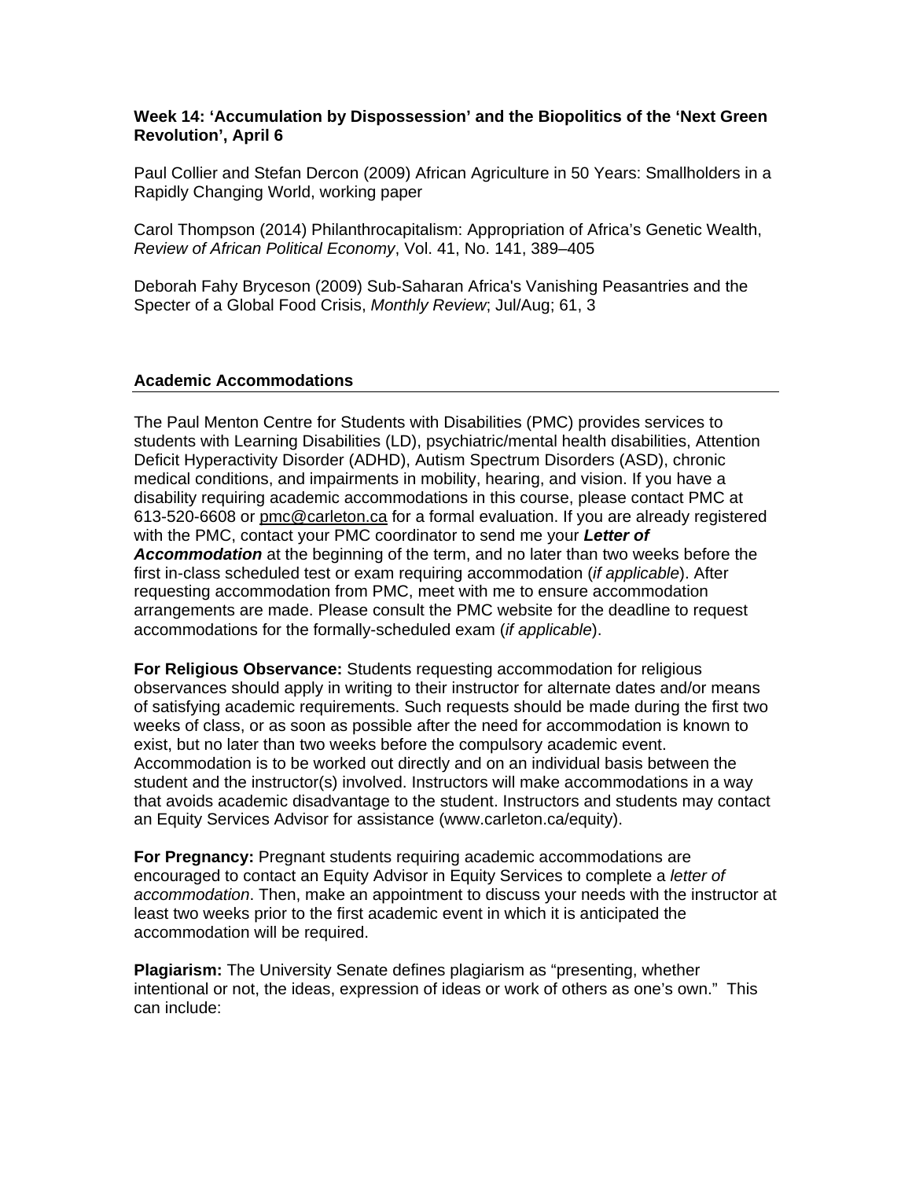**Week 14: 'Accumulation by Dispossession' and the Biopolitics of the 'Next Green Revolution', April 6**

Paul Collier and Stefan Dercon (2009) African Agriculture in 50 Years: Smallholders in a Rapidly Changing World, working paper

Carol Thompson (2014) Philanthrocapitalism: Appropriation of Africa's Genetic Wealth, *Review of African Political Economy*, Vol. 41, No. 141, 389–405

Deborah Fahy Bryceson (2009) Sub-Saharan Africa's Vanishing Peasantries and the Specter of a Global Food Crisis, *Monthly Review*; Jul/Aug; 61, 3

## Academic Accommodations

The Paul Menton Centre for Students with Disabilities (PMC) provides services to students with Learning Disabilities (LD), psychiatric/mental health disabilities, Attention Deficit Hyperactivity Disorder (ADHD), Autism Spectrum Disorders (ASD), chronic medical conditions, and impairments in mobility, hearing, and vision. If you have a disability requiring academic accommodations in this course, please contact PMC at 613-520-6608 or pmc@carleton.ca for a formal evaluation. If you are already registered with the PMC, contact your PMC coordinator to send me your ***Letter of Accommodation*** at the beginning of the term, and no later than two weeks before the first in-class scheduled test or exam requiring accommodation (*if applicable*). After requesting accommodation from PMC, meet with me to ensure accommodation arrangements are made. Please consult the PMC website for the deadline to request accommodations for the formally-scheduled exam (*if applicable*).

**For Religious Observance:** Students requesting accommodation for religious observances should apply in writing to their instructor for alternate dates and/or means of satisfying academic requirements. Such requests should be made during the first two weeks of class, or as soon as possible after the need for accommodation is known to exist, but no later than two weeks before the compulsory academic event. Accommodation is to be worked out directly and on an individual basis between the student and the instructor(s) involved. Instructors will make accommodations in a way that avoids academic disadvantage to the student. Instructors and students may contact an Equity Services Advisor for assistance (www.carleton.ca/equity).

**For Pregnancy:** Pregnant students requiring academic accommodations are encouraged to contact an Equity Advisor in Equity Services to complete a *letter of accommodation*. Then, make an appointment to discuss your needs with the instructor at least two weeks prior to the first academic event in which it is anticipated the accommodation will be required.

**Plagiarism:** The University Senate defines plagiarism as "presenting, whether intentional or not, the ideas, expression of ideas or work of others as one's own." This can include: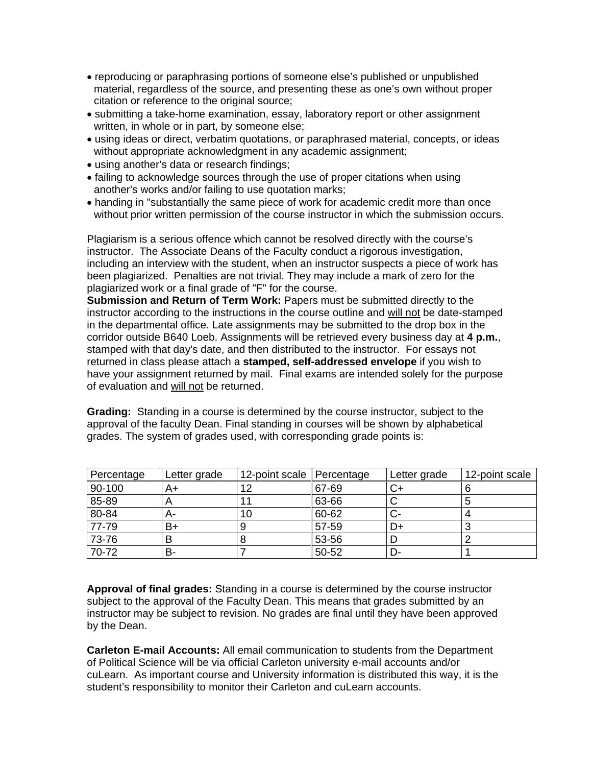- reproducing or paraphrasing portions of someone else's published or unpublished material, regardless of the source, and presenting these as one's own without proper citation or reference to the original source;
- submitting a take-home examination, essay, laboratory report or other assignment written, in whole or in part, by someone else;
- using ideas or direct, verbatim quotations, or paraphrased material, concepts, or ideas without appropriate acknowledgment in any academic assignment;
- using another's data or research findings;
- failing to acknowledge sources through the use of proper citations when using another's works and/or failing to use quotation marks;
- handing in "substantially the same piece of work for academic credit more than once without prior written permission of the course instructor in which the submission occurs.

Plagiarism is a serious offence which cannot be resolved directly with the course's instructor. The Associate Deans of the Faculty conduct a rigorous investigation, including an interview with the student, when an instructor suspects a piece of work has been plagiarized. Penalties are not trivial. They may include a mark of zero for the plagiarized work or a final grade of "F" for the course.

**Submission and Return of Term Work:** Papers must be submitted directly to the instructor according to the instructions in the course outline and <u>will not</u> be date-stamped in the departmental office. Late assignments may be submitted to the drop box in the corridor outside B640 Loeb. Assignments will be retrieved every business day at **4 p.m.**, stamped with that day's date, and then distributed to the instructor. For essays not returned in class please attach a **stamped, self-addressed envelope** if you wish to have your assignment returned by mail. Final exams are intended solely for the purpose of evaluation and <u>will not</u> be returned.

**Grading:** Standing in a course is determined by the course instructor, subject to the approval of the faculty Dean. Final standing in courses will be shown by alphabetical grades. The system of grades used, with corresponding grade points is:

| Percentage | Letter grade | 12-point scale | Percentage | Letter grade | 12-point scale |
|---|---|---|---|---|---|
| 90-100 | A+ | 12 | 67-69 | C+ | 6 |
| 85-89 | A | 11 | 63-66 | C | 5 |
| 80-84 | A- | 10 | 60-62 | C- | 4 |
| 77-79 | B+ | 9 | 57-59 | D+ | 3 |
| 73-76 | B | 8 | 53-56 | D | 2 |
| 70-72 | B- | 7 | 50-52 | D- | 1 |

**Approval of final grades:** Standing in a course is determined by the course instructor subject to the approval of the Faculty Dean. This means that grades submitted by an instructor may be subject to revision. No grades are final until they have been approved by the Dean.

**Carleton E-mail Accounts:** All email communication to students from the Department of Political Science will be via official Carleton university e-mail accounts and/or cuLearn. As important course and University information is distributed this way, it is the student's responsibility to monitor their Carleton and cuLearn accounts.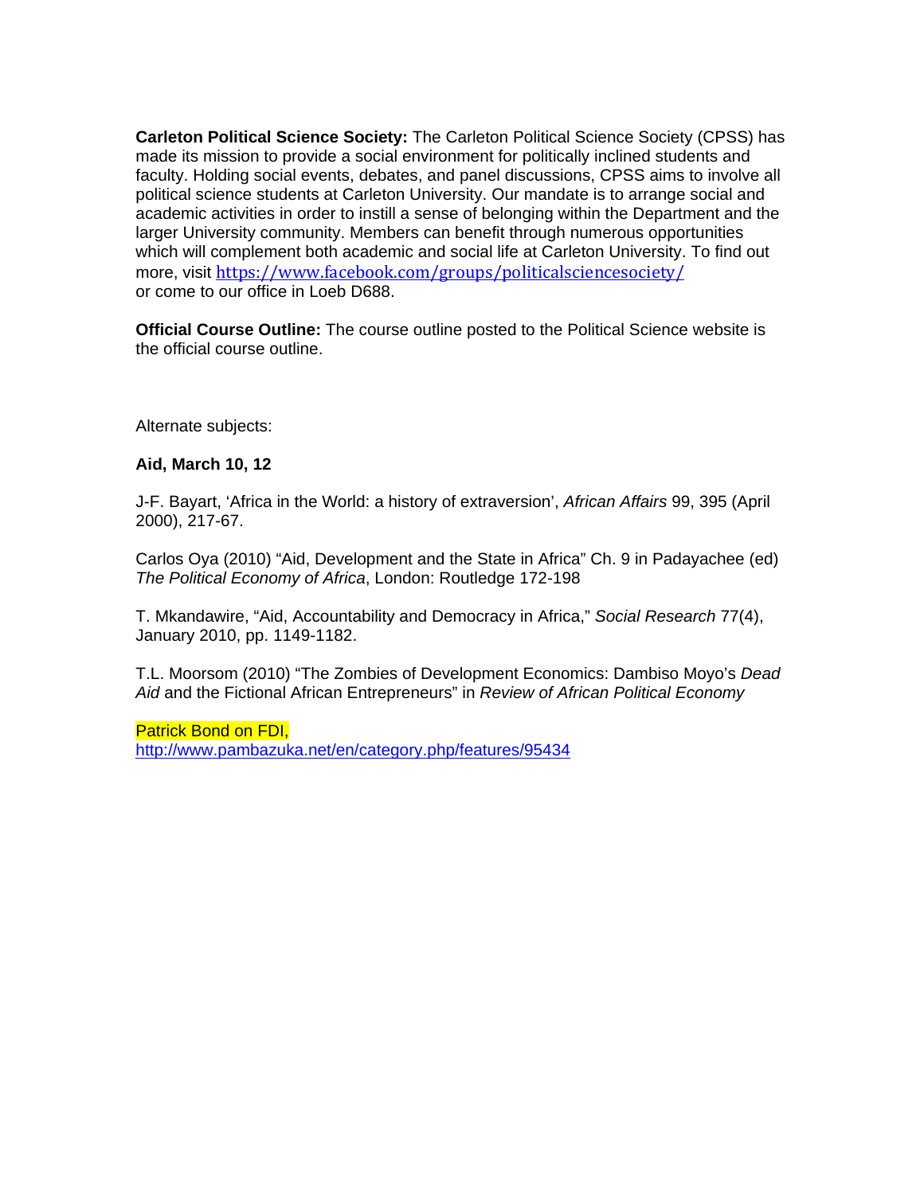**Carleton Political Science Society:** The Carleton Political Science Society (CPSS) has made its mission to provide a social environment for politically inclined students and faculty. Holding social events, debates, and panel discussions, CPSS aims to involve all political science students at Carleton University. Our mandate is to arrange social and academic activities in order to instill a sense of belonging within the Department and the larger University community. Members can benefit through numerous opportunities which will complement both academic and social life at Carleton University. To find out more, visit https://www.facebook.com/groups/politicalsciencesociety/ or come to our office in Loeb D688.

**Official Course Outline:** The course outline posted to the Political Science website is the official course outline.

Alternate subjects:

**Aid, March 10, 12**

J-F. Bayart, 'Africa in the World: a history of extraversion', *African Affairs* 99, 395 (April 2000), 217-67.

Carlos Oya (2010) "Aid, Development and the State in Africa" Ch. 9 in Padayachee (ed) *The Political Economy of Africa*, London: Routledge 172-198

T. Mkandawire, "Aid, Accountability and Democracy in Africa," *Social Research* 77(4), January 2010, pp. 1149-1182.

T.L. Moorsom (2010) "The Zombies of Development Economics: Dambiso Moyo's *Dead Aid* and the Fictional African Entrepreneurs" in *Review of African Political Economy*

Patrick Bond on FDI,
http://www.pambazuka.net/en/category.php/features/95434